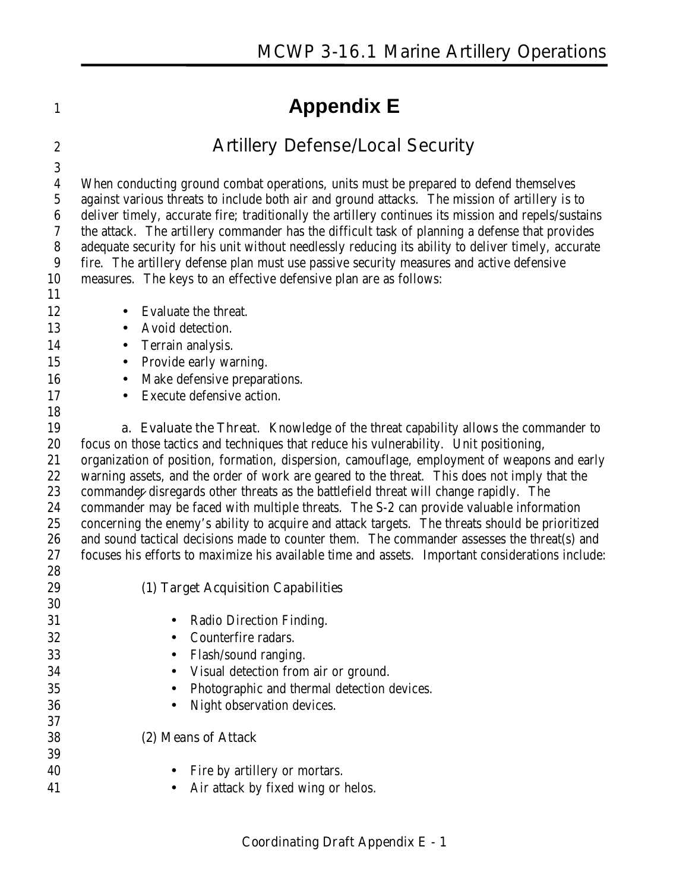# Appendix E

## Artillery Defense/Local Security

When conducting ground combat operations, units must be prepared to defend themselves against various threats to include both air and ground attacks. The mission of artillery is to deliver timely, accurate fire; traditionally the artillery continues its mission and repels/sustains the attack. The artillery commander has the difficult task of planning a defense that provides adequate security for his unit without needlessly reducing its ability to deliver timely, accurate fire. The artillery defense plan must use passive security measures and active defensive measures. The keys to an effective defensive plan are as follows:

- Evaluate the threat.
- Avoid detection.
- Terrain analysis.
- Provide early warning.
- Make defensive preparations.
- Execute defensive action.

a. **Evaluate the Threat.** Knowledge of the threat capability allows the commander to focus on those tactics and techniques that reduce his vulnerability. Unit positioning, organization of position, formation, dispersion, camouflage, employment of weapons and early warning assets, and the order of work are geared to the threat. This does not imply that the commander disregards other threats as the battlefield threat will change rapidly. The commander may be faced with multiple threats. The S-2 can provide valuable information concerning the enemy's ability to acquire and attack targets. The threats should be prioritized and sound tactical decisions made to counter them. The commander assesses the threat(s) and focuses his efforts to maximize his available time and assets. Important considerations include:

(1) Target Acquisition Capabilities

- Radio Direction Finding.
- Counterfire radars.
- Flash/sound ranging.
- Visual detection from air or ground.
- Photographic and thermal detection devices.
- Night observation devices.

(2) Means of Attack

- Fire by artillery or mortars.
- Air attack by fixed wing or helos.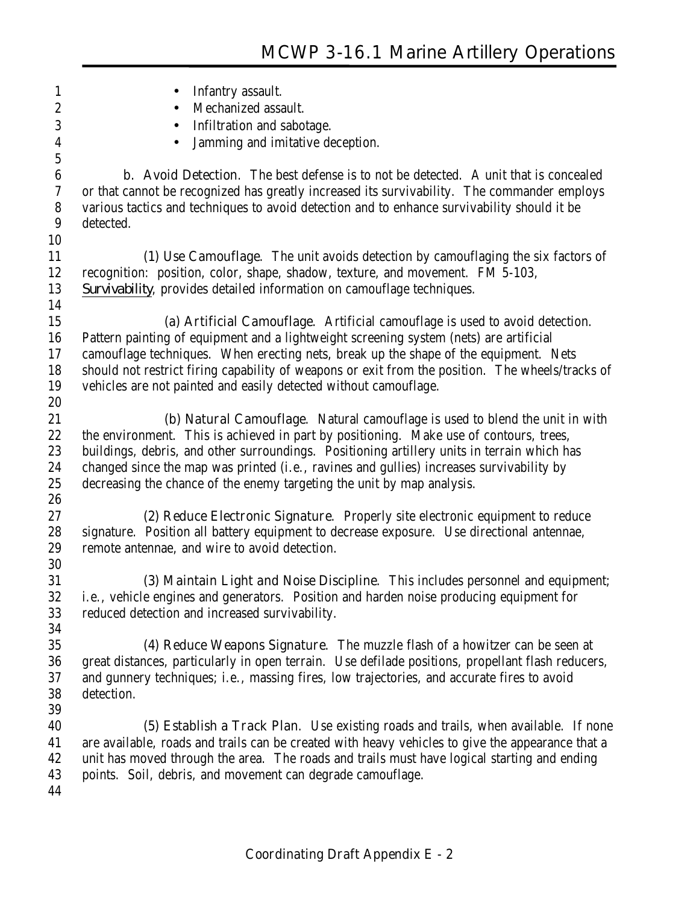- Infantry assault.
- Mechanized assault.
- Infiltration and sabotage.
- Jamming and imitative deception.

**b. Avoid Detection.** The best defense is to not be detected. A unit that is concealed or that cannot be recognized has greatly increased its survivability. The commander employs various tactics and techniques to avoid detection and to enhance survivability should it be detected.

**(1) Use Camouflage.** The unit avoids detection by camouflaging the six factors of recognition: position, color, shape, shadow, texture, and movement. FM 5-103, *Survivability*, provides detailed information on camouflage techniques.

**(a) Artificial Camouflage.** Artificial camouflage is used to avoid detection. Pattern painting of equipment and a lightweight screening system (nets) are artificial camouflage techniques. When erecting nets, break up the shape of the equipment. Nets should not restrict firing capability of weapons or exit from the position. The wheels/tracks of vehicles are not painted and easily detected without camouflage.

**(b) Natural Camouflage.** Natural camouflage is used to blend the unit in with the environment. This is achieved in part by positioning. Make use of contours, trees, buildings, debris, and other surroundings. Positioning artillery units in terrain which has changed since the map was printed (i.e., ravines and gullies) increases survivability by decreasing the chance of the enemy targeting the unit by map analysis.

**(2) Reduce Electronic Signature.** Properly site electronic equipment to reduce signature. Position all battery equipment to decrease exposure. Use directional antennae, remote antennae, and wire to avoid detection.

**(3) Maintain Light and Noise Discipline.** This includes personnel and equipment; i.e., vehicle engines and generators. Position and harden noise producing equipment for reduced detection and increased survivability.

**(4) Reduce Weapons Signature.** The muzzle flash of a howitzer can be seen at great distances, particularly in open terrain. Use defilade positions, propellant flash reducers, and gunnery techniques; i.e., massing fires, low trajectories, and accurate fires to avoid detection.

**(5) Establish a Track Plan.** Use existing roads and trails, when available. If none are available, roads and trails can be created with heavy vehicles to give the appearance that a unit has moved through the area. The roads and trails must have logical starting and ending points. Soil, debris, and movement can degrade camouflage.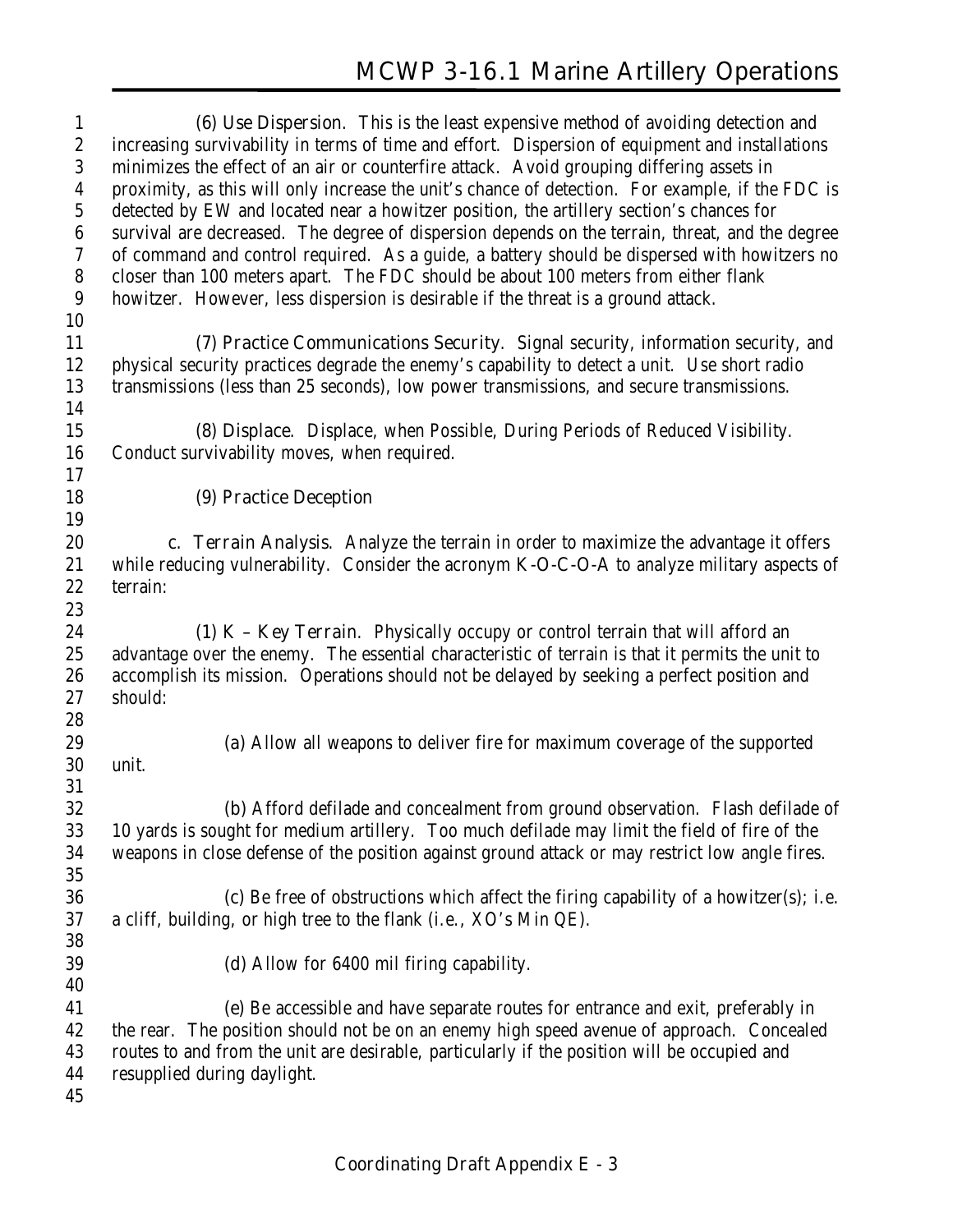(6) **Use Dispersion**. This is the least expensive method of avoiding detection and increasing survivability in terms of time and effort. Dispersion of equipment and installations minimizes the effect of an air or counterfire attack. Avoid grouping differing assets in proximity, as this will only increase the unit's chance of detection. For example, if the FDC is detected by EW and located near a howitzer position, the artillery section's chances for survival are decreased. The degree of dispersion depends on the terrain, threat, and the degree of command and control required. As a guide, a battery should be dispersed with howitzers no closer than 100 meters apart. The FDC should be about 100 meters from either flank howitzer. However, less dispersion is desirable if the threat is a ground attack.

(7) **Practice Communications Security**. Signal security, information security, and physical security practices degrade the enemy's capability to detect a unit. Use short radio transmissions (less than 25 seconds), low power transmissions, and secure transmissions.

(8) **Displace**. Displace, when Possible, During Periods of Reduced Visibility. Conduct survivability moves, when required.

(9) **Practice Deception**

c. **Terrain Analysis**. Analyze the terrain in order to maximize the advantage it offers while reducing vulnerability. Consider the acronym K-O-C-O-A to analyze military aspects of terrain:

(1) **K – Key Terrain**. Physically occupy or control terrain that will afford an advantage over the enemy. The essential characteristic of terrain is that it permits the unit to accomplish its mission. Operations should not be delayed by seeking a perfect position and should:

(a) Allow all weapons to deliver fire for maximum coverage of the supported unit.

(b) Afford defilade and concealment from ground observation. Flash defilade of 10 yards is sought for medium artillery. Too much defilade may limit the field of fire of the weapons in close defense of the position against ground attack or may restrict low angle fires.

(c) Be free of obstructions which affect the firing capability of a howitzer(s); i.e. a cliff, building, or high tree to the flank (i.e., XO's Min QE).

(d) Allow for 6400 mil firing capability.

(e) Be accessible and have separate routes for entrance and exit, preferably in the rear. The position should not be on an enemy high speed avenue of approach. Concealed routes to and from the unit are desirable, particularly if the position will be occupied and resupplied during daylight.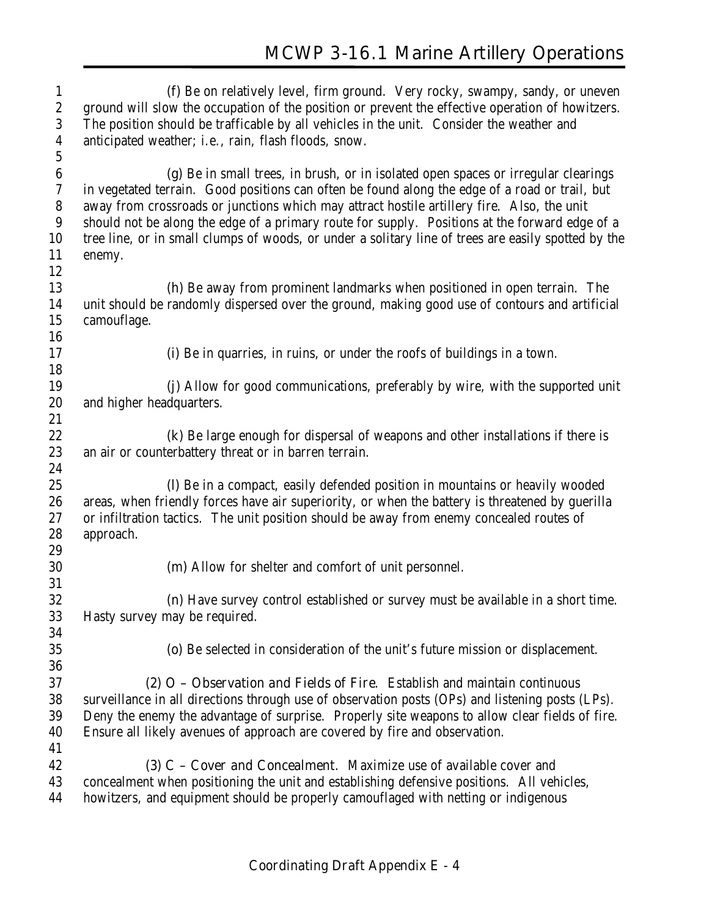(f) Be on relatively level, firm ground. Very rocky, swampy, sandy, or uneven ground will slow the occupation of the position or prevent the effective operation of howitzers. The position should be trafficable by all vehicles in the unit. Consider the weather and anticipated weather; i.e., rain, flash floods, snow.

(g) Be in small trees, in brush, or in isolated open spaces or irregular clearings in vegetated terrain. Good positions can often be found along the edge of a road or trail, but away from crossroads or junctions which may attract hostile artillery fire. Also, the unit should not be along the edge of a primary route for supply. Positions at the forward edge of a tree line, or in small clumps of woods, or under a solitary line of trees are easily spotted by the enemy.

(h) Be away from prominent landmarks when positioned in open terrain. The unit should be randomly dispersed over the ground, making good use of contours and artificial camouflage.

(i) Be in quarries, in ruins, or under the roofs of buildings in a town.

(j) Allow for good communications, preferably by wire, with the supported unit and higher headquarters.

(k) Be large enough for dispersal of weapons and other installations if there is an air or counterbattery threat or in barren terrain.

(l) Be in a compact, easily defended position in mountains or heavily wooded areas, when friendly forces have air superiority, or when the battery is threatened by guerilla or infiltration tactics. The unit position should be away from enemy concealed routes of approach.

(m) Allow for shelter and comfort of unit personnel.

(n) Have survey control established or survey must be available in a short time. Hasty survey may be required.

(o) Be selected in consideration of the unit's future mission or displacement.

(2) *O – Observation and Fields of Fire*. Establish and maintain continuous surveillance in all directions through use of observation posts (OPs) and listening posts (LPs). Deny the enemy the advantage of surprise. Properly site weapons to allow clear fields of fire. Ensure all likely avenues of approach are covered by fire and observation.

(3) *C – Cover and Concealment*. Maximize use of available cover and concealment when positioning the unit and establishing defensive positions. All vehicles, howitzers, and equipment should be properly camouflaged with netting or indigenous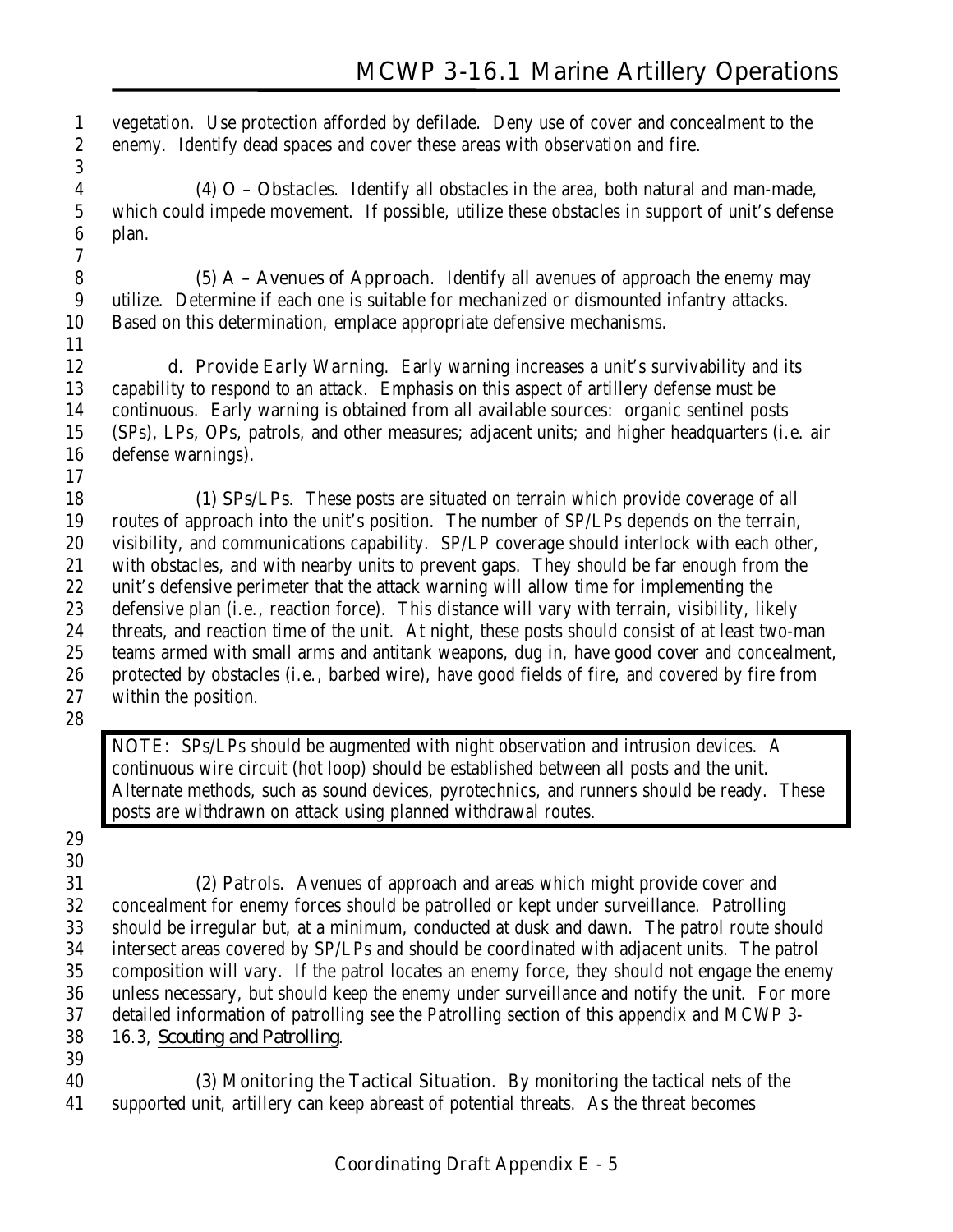vegetation. Use protection afforded by defilade. Deny use of cover and concealment to the enemy. Identify dead spaces and cover these areas with observation and fire.

(4) O – Obstacles. Identify all obstacles in the area, both natural and man-made, which could impede movement. If possible, utilize these obstacles in support of unit's defense plan.

(5) A – Avenues of Approach. Identify all avenues of approach the enemy may utilize. Determine if each one is suitable for mechanized or dismounted infantry attacks. Based on this determination, emplace appropriate defensive mechanisms.

d. Provide Early Warning. Early warning increases a unit's survivability and its capability to respond to an attack. Emphasis on this aspect of artillery defense must be continuous. Early warning is obtained from all available sources: organic sentinel posts (SPs), LPs, OPs, patrols, and other measures; adjacent units; and higher headquarters (i.e. air defense warnings).

(1) SPs/LPs. These posts are situated on terrain which provide coverage of all routes of approach into the unit's position. The number of SP/LPs depends on the terrain, visibility, and communications capability. SP/LP coverage should interlock with each other, with obstacles, and with nearby units to prevent gaps. They should be far enough from the unit's defensive perimeter that the attack warning will allow time for implementing the defensive plan (i.e., reaction force). This distance will vary with terrain, visibility, likely threats, and reaction time of the unit. At night, these posts should consist of at least two-man teams armed with small arms and antitank weapons, dug in, have good cover and concealment, protected by obstacles (i.e., barbed wire), have good fields of fire, and covered by fire from within the position.

> NOTE: SPs/LPs should be augmented with night observation and intrusion devices. A continuous wire circuit (hot loop) should be established between all posts and the unit. Alternate methods, such as sound devices, pyrotechnics, and runners should be ready. These posts are withdrawn on attack using planned withdrawal routes.

(2) Patrols. Avenues of approach and areas which might provide cover and concealment for enemy forces should be patrolled or kept under surveillance. Patrolling should be irregular but, at a minimum, conducted at dusk and dawn. The patrol route should intersect areas covered by SP/LPs and should be coordinated with adjacent units. The patrol composition will vary. If the patrol locates an enemy force, they should not engage the enemy unless necessary, but should keep the enemy under surveillance and notify the unit. For more detailed information of patrolling see the Patrolling section of this appendix and MCWP 3-16.3, *Scouting and Patrolling*.

(3) Monitoring the Tactical Situation. By monitoring the tactical nets of the supported unit, artillery can keep abreast of potential threats. As the threat becomes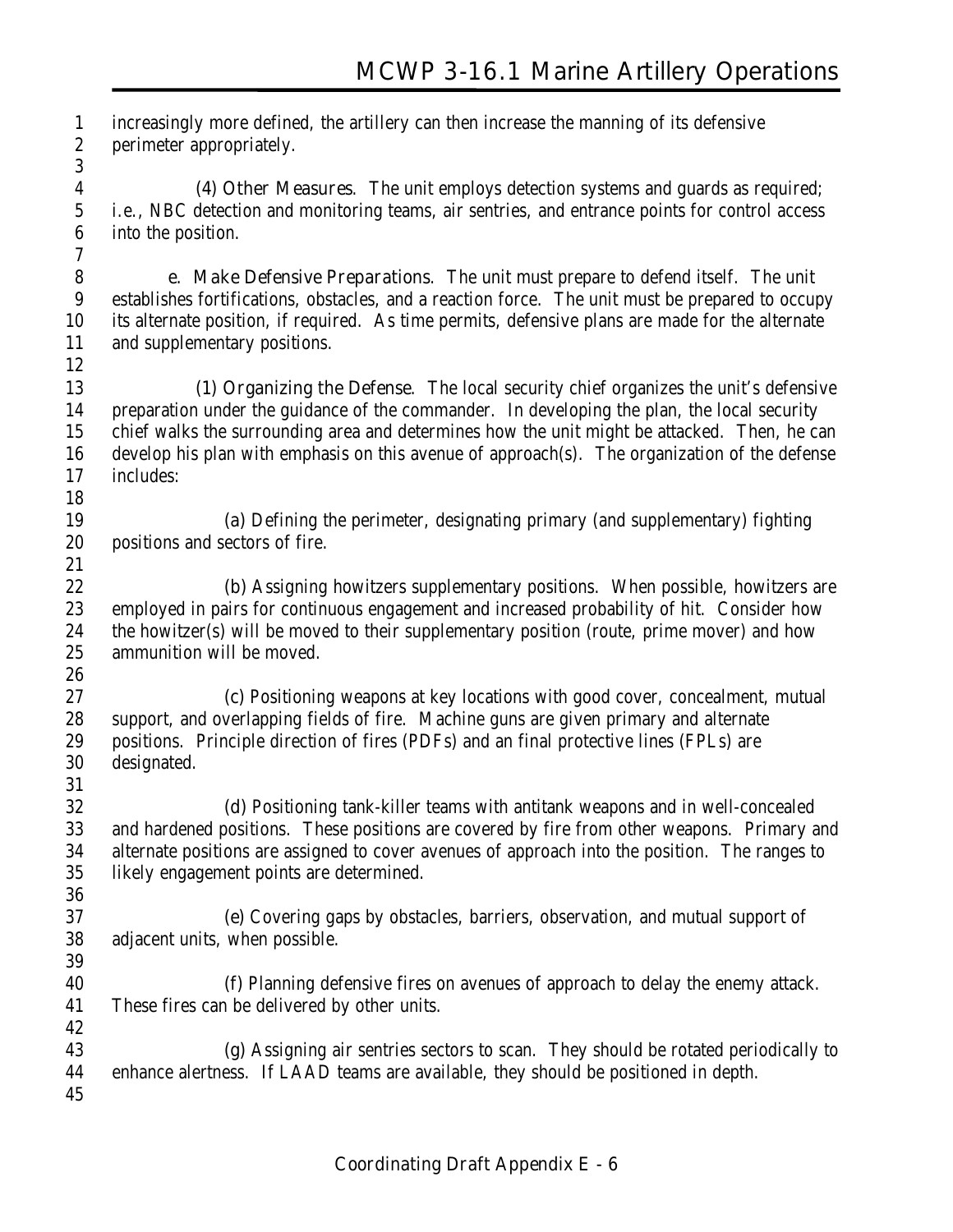increasingly more defined, the artillery can then increase the manning of its defensive perimeter appropriately.

(4) Other Measures. The unit employs detection systems and guards as required; i.e., NBC detection and monitoring teams, air sentries, and entrance points for control access into the position.

e. Make Defensive Preparations. The unit must prepare to defend itself. The unit establishes fortifications, obstacles, and a reaction force. The unit must be prepared to occupy its alternate position, if required. As time permits, defensive plans are made for the alternate and supplementary positions.

(1) Organizing the Defense. The local security chief organizes the unit's defensive preparation under the guidance of the commander. In developing the plan, the local security chief walks the surrounding area and determines how the unit might be attacked. Then, he can develop his plan with emphasis on this avenue of approach(s). The organization of the defense includes:

(a) Defining the perimeter, designating primary (and supplementary) fighting positions and sectors of fire.

(b) Assigning howitzers supplementary positions. When possible, howitzers are employed in pairs for continuous engagement and increased probability of hit. Consider how the howitzer(s) will be moved to their supplementary position (route, prime mover) and how ammunition will be moved.

(c) Positioning weapons at key locations with good cover, concealment, mutual support, and overlapping fields of fire. Machine guns are given primary and alternate positions. Principle direction of fires (PDFs) and an final protective lines (FPLs) are designated.

(d) Positioning tank-killer teams with antitank weapons and in well-concealed and hardened positions. These positions are covered by fire from other weapons. Primary and alternate positions are assigned to cover avenues of approach into the position. The ranges to likely engagement points are determined.

(e) Covering gaps by obstacles, barriers, observation, and mutual support of adjacent units, when possible.

(f) Planning defensive fires on avenues of approach to delay the enemy attack. These fires can be delivered by other units.

(g) Assigning air sentries sectors to scan. They should be rotated periodically to enhance alertness. If LAAD teams are available, they should be positioned in depth.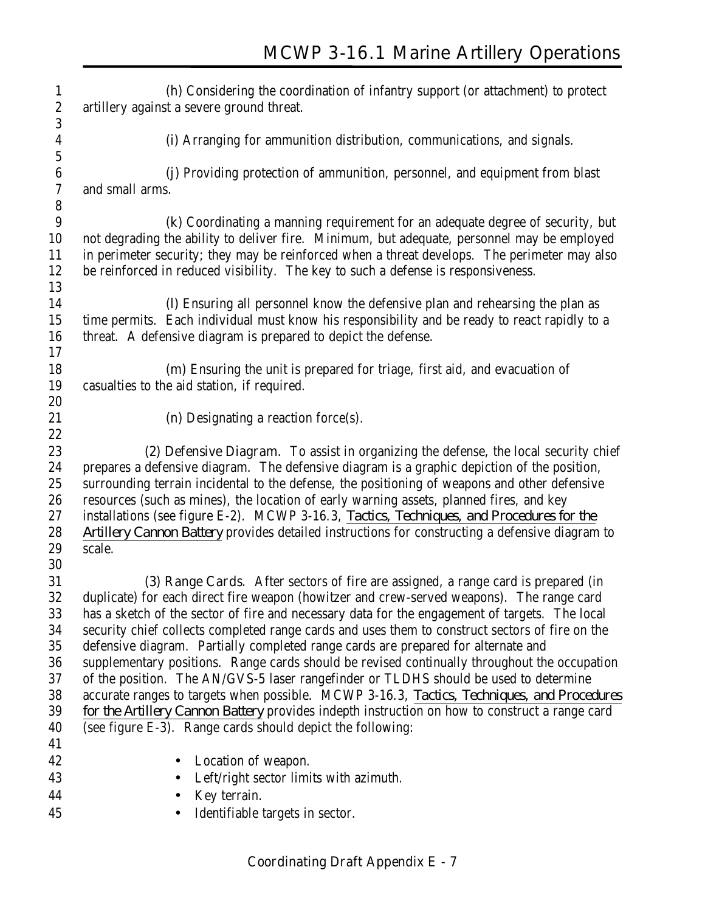(h) Considering the coordination of infantry support (or attachment) to protect artillery against a severe ground threat.

(i) Arranging for ammunition distribution, communications, and signals.

(j) Providing protection of ammunition, personnel, and equipment from blast and small arms.

(k) Coordinating a manning requirement for an adequate degree of security, but not degrading the ability to deliver fire. Minimum, but adequate, personnel may be employed in perimeter security; they may be reinforced when a threat develops. The perimeter may also be reinforced in reduced visibility. The key to such a defense is responsiveness.

(l) Ensuring all personnel know the defensive plan and rehearsing the plan as time permits. Each individual must know his responsibility and be ready to react rapidly to a threat. A defensive diagram is prepared to depict the defense.

(m) Ensuring the unit is prepared for triage, first aid, and evacuation of casualties to the aid station, if required.

(n) Designating a reaction force(s).

(2) Defensive Diagram. To assist in organizing the defense, the local security chief prepares a defensive diagram. The defensive diagram is a graphic depiction of the position, surrounding terrain incidental to the defense, the positioning of weapons and other defensive resources (such as mines), the location of early warning assets, planned fires, and key installations (see figure E-2). MCWP 3-16.3, *Tactics, Techniques, and Procedures for the Artillery Cannon Battery* provides detailed instructions for constructing a defensive diagram to scale.

(3) Range Cards. After sectors of fire are assigned, a range card is prepared (in duplicate) for each direct fire weapon (howitzer and crew-served weapons). The range card has a sketch of the sector of fire and necessary data for the engagement of targets. The local security chief collects completed range cards and uses them to construct sectors of fire on the defensive diagram. Partially completed range cards are prepared for alternate and supplementary positions. Range cards should be revised continually throughout the occupation of the position. The AN/GVS-5 laser rangefinder or TLDHS should be used to determine accurate ranges to targets when possible. MCWP 3-16.3, *Tactics, Techniques, and Procedures for the Artillery Cannon Battery* provides indepth instruction on how to construct a range card (see figure E-3). Range cards should depict the following:

- Location of weapon.
- Left/right sector limits with azimuth.
- Key terrain.
- Identifiable targets in sector.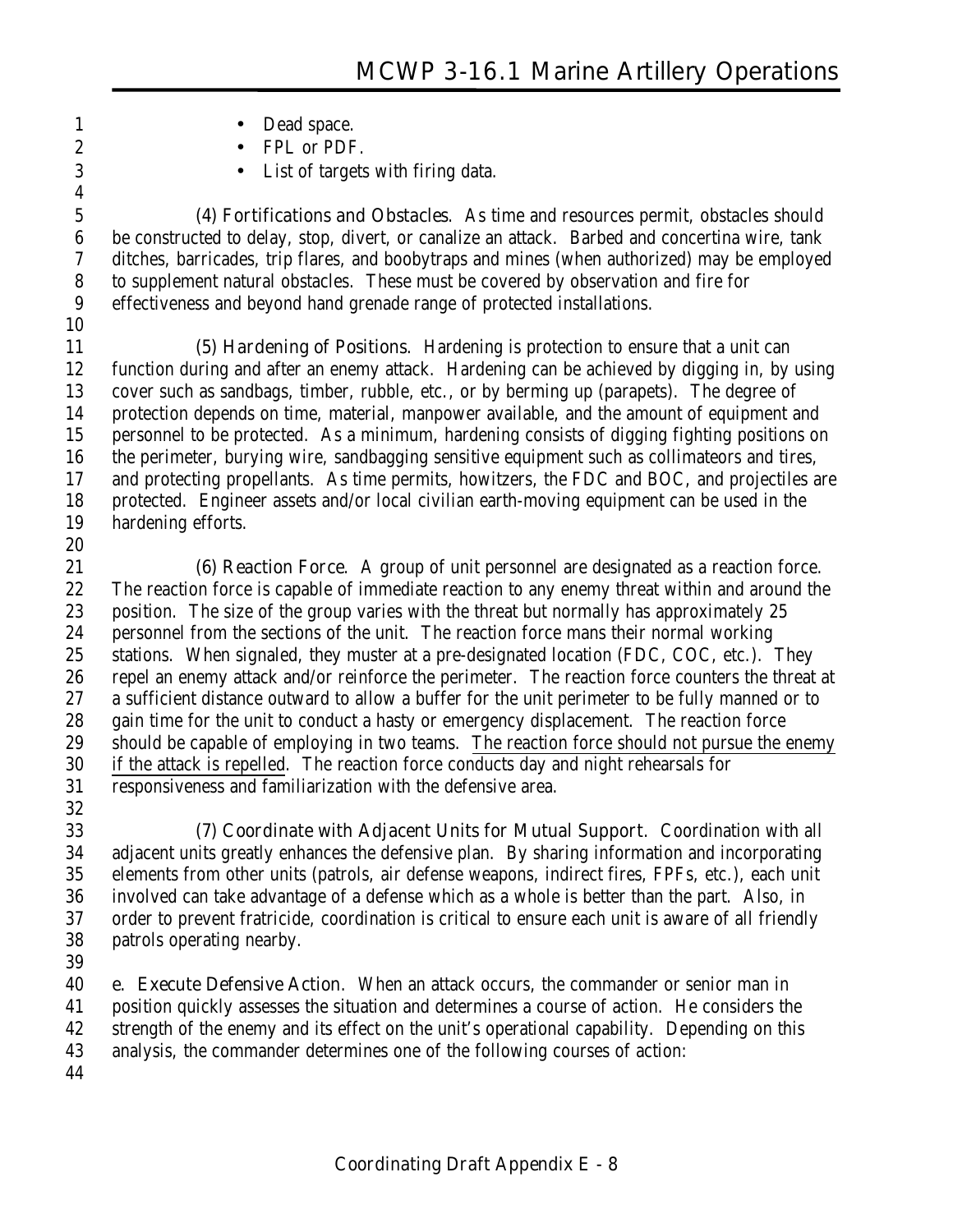- Dead space.
- FPL or PDF.
- List of targets with firing data.

(4) **Fortifications and Obstacles**. As time and resources permit, obstacles should be constructed to delay, stop, divert, or canalize an attack. Barbed and concertina wire, tank ditches, barricades, trip flares, and boobytraps and mines (when authorized) may be employed to supplement natural obstacles. These must be covered by observation and fire for effectiveness and beyond hand grenade range of protected installations.

(5) **Hardening of Positions**. Hardening is protection to ensure that a unit can function during and after an enemy attack. Hardening can be achieved by digging in, by using cover such as sandbags, timber, rubble, etc., or by berming up (parapets). The degree of protection depends on time, material, manpower available, and the amount of equipment and personnel to be protected. As a minimum, hardening consists of digging fighting positions on the perimeter, burying wire, sandbagging sensitive equipment such as collimateors and tires, and protecting propellants. As time permits, howitzers, the FDC and BOC, and projectiles are protected. Engineer assets and/or local civilian earth-moving equipment can be used in the hardening efforts.

(6) **Reaction Force**. A group of unit personnel are designated as a reaction force. The reaction force is capable of immediate reaction to any enemy threat within and around the position. The size of the group varies with the threat but normally has approximately 25 personnel from the sections of the unit. The reaction force mans their normal working stations. When signaled, they muster at a pre-designated location (FDC, COC, etc.). They repel an enemy attack and/or reinforce the perimeter. The reaction force counters the threat at a sufficient distance outward to allow a buffer for the unit perimeter to be fully manned or to gain time for the unit to conduct a hasty or emergency displacement. The reaction force should be capable of employing in two teams. <u>The reaction force should not pursue the enemy if the attack is repelled</u>. The reaction force conducts day and night rehearsals for responsiveness and familiarization with the defensive area.

(7) **Coordinate with Adjacent Units for Mutual Support**. Coordination with all adjacent units greatly enhances the defensive plan. By sharing information and incorporating elements from other units (patrols, air defense weapons, indirect fires, FPFs, etc.), each unit involved can take advantage of a defense which as a whole is better than the part. Also, in order to prevent fratricide, coordination is critical to ensure each unit is aware of all friendly patrols operating nearby.

e. **Execute Defensive Action**. When an attack occurs, the commander or senior man in position quickly assesses the situation and determines a course of action. He considers the strength of the enemy and its effect on the unit's operational capability. Depending on this analysis, the commander determines one of the following courses of action: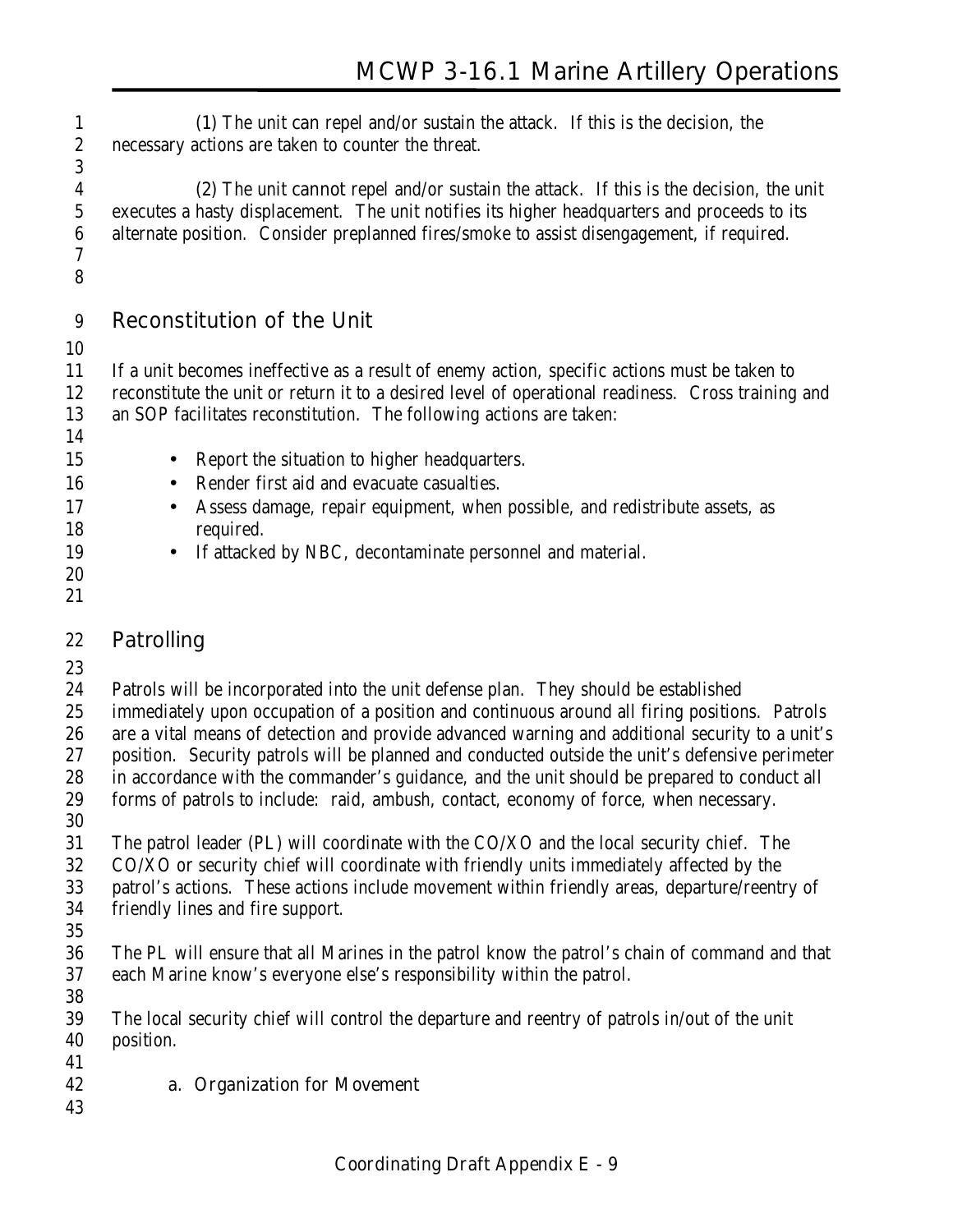(1) The unit can repel and/or sustain the attack. If this is the decision, the necessary actions are taken to counter the threat.

(2) The unit cannot repel and/or sustain the attack. If this is the decision, the unit executes a hasty displacement. The unit notifies its higher headquarters and proceeds to its alternate position. Consider preplanned fires/smoke to assist disengagement, if required.

## Reconstitution of the Unit

If a unit becomes ineffective as a result of enemy action, specific actions must be taken to reconstitute the unit or return it to a desired level of operational readiness. Cross training and an SOP facilitates reconstitution. The following actions are taken:

- Report the situation to higher headquarters.
- Render first aid and evacuate casualties.
- Assess damage, repair equipment, when possible, and redistribute assets, as required.
- If attacked by NBC, decontaminate personnel and material.

## Patrolling

Patrols will be incorporated into the unit defense plan. They should be established immediately upon occupation of a position and continuous around all firing positions. Patrols are a vital means of detection and provide advanced warning and additional security to a unit's position. Security patrols will be planned and conducted outside the unit's defensive perimeter in accordance with the commander's guidance, and the unit should be prepared to conduct all forms of patrols to include: raid, ambush, contact, economy of force, when necessary.

The patrol leader (PL) will coordinate with the CO/XO and the local security chief. The CO/XO or security chief will coordinate with friendly units immediately affected by the patrol's actions. These actions include movement within friendly areas, departure/reentry of friendly lines and fire support.

The PL will ensure that all Marines in the patrol know the patrol's chain of command and that each Marine know's everyone else's responsibility within the patrol.

The local security chief will control the departure and reentry of patrols in/out of the unit position.

### a. Organization for Movement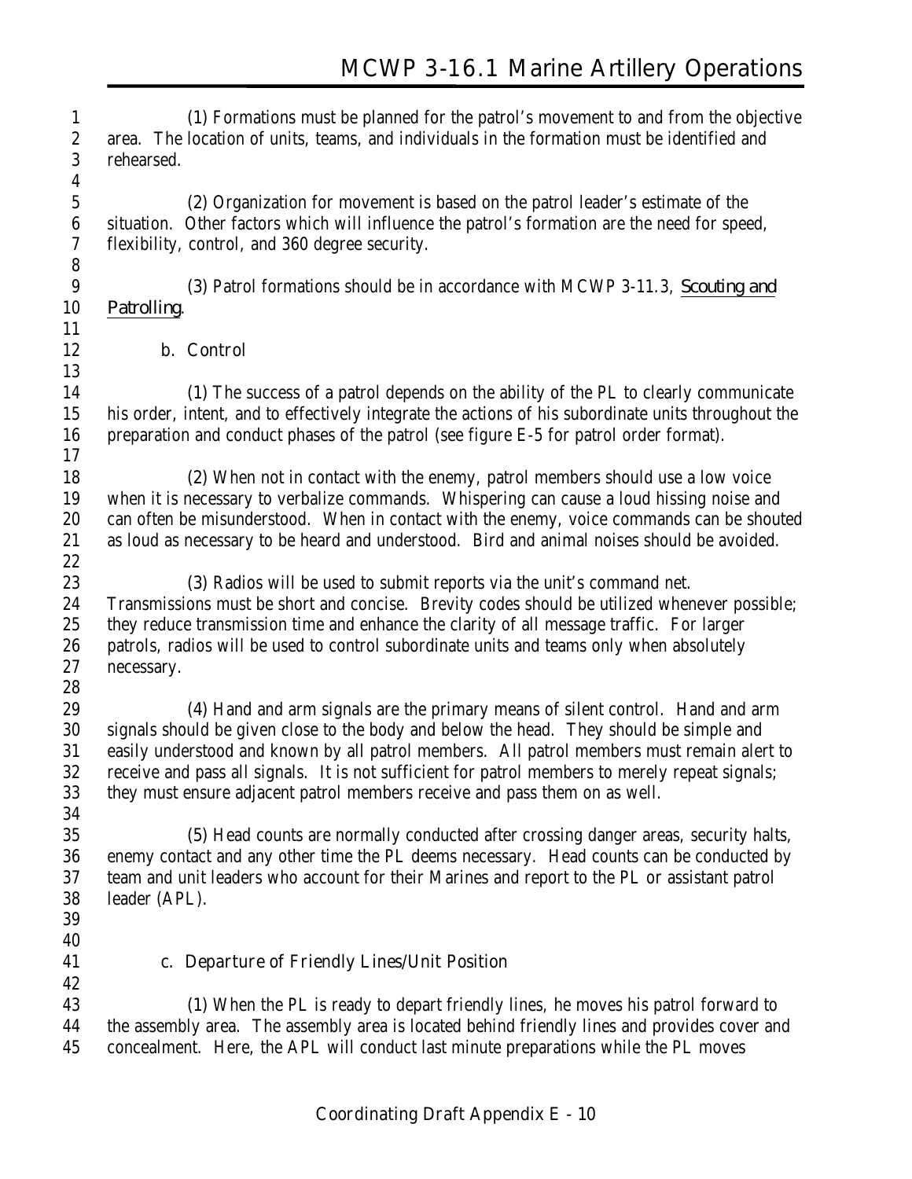(1) Formations must be planned for the patrol's movement to and from the objective area. The location of units, teams, and individuals in the formation must be identified and rehearsed.

(2) Organization for movement is based on the patrol leader's estimate of the situation. Other factors which will influence the patrol's formation are the need for speed, flexibility, control, and 360 degree security.

(3) Patrol formations should be in accordance with MCWP 3-11.3, *Scouting and Patrolling*.

b. Control

(1) The success of a patrol depends on the ability of the PL to clearly communicate his order, intent, and to effectively integrate the actions of his subordinate units throughout the preparation and conduct phases of the patrol (see figure E-5 for patrol order format).

(2) When not in contact with the enemy, patrol members should use a low voice when it is necessary to verbalize commands. Whispering can cause a loud hissing noise and can often be misunderstood. When in contact with the enemy, voice commands can be shouted as loud as necessary to be heard and understood. Bird and animal noises should be avoided.

(3) Radios will be used to submit reports via the unit's command net. Transmissions must be short and concise. Brevity codes should be utilized whenever possible; they reduce transmission time and enhance the clarity of all message traffic. For larger patrols, radios will be used to control subordinate units and teams only when absolutely necessary.

(4) Hand and arm signals are the primary means of silent control. Hand and arm signals should be given close to the body and below the head. They should be simple and easily understood and known by all patrol members. All patrol members must remain alert to receive and pass all signals. It is not sufficient for patrol members to merely repeat signals; they must ensure adjacent patrol members receive and pass them on as well.

(5) Head counts are normally conducted after crossing danger areas, security halts, enemy contact and any other time the PL deems necessary. Head counts can be conducted by team and unit leaders who account for their Marines and report to the PL or assistant patrol leader (APL).

c. Departure of Friendly Lines/Unit Position

(1) When the PL is ready to depart friendly lines, he moves his patrol forward to the assembly area. The assembly area is located behind friendly lines and provides cover and concealment. Here, the APL will conduct last minute preparations while the PL moves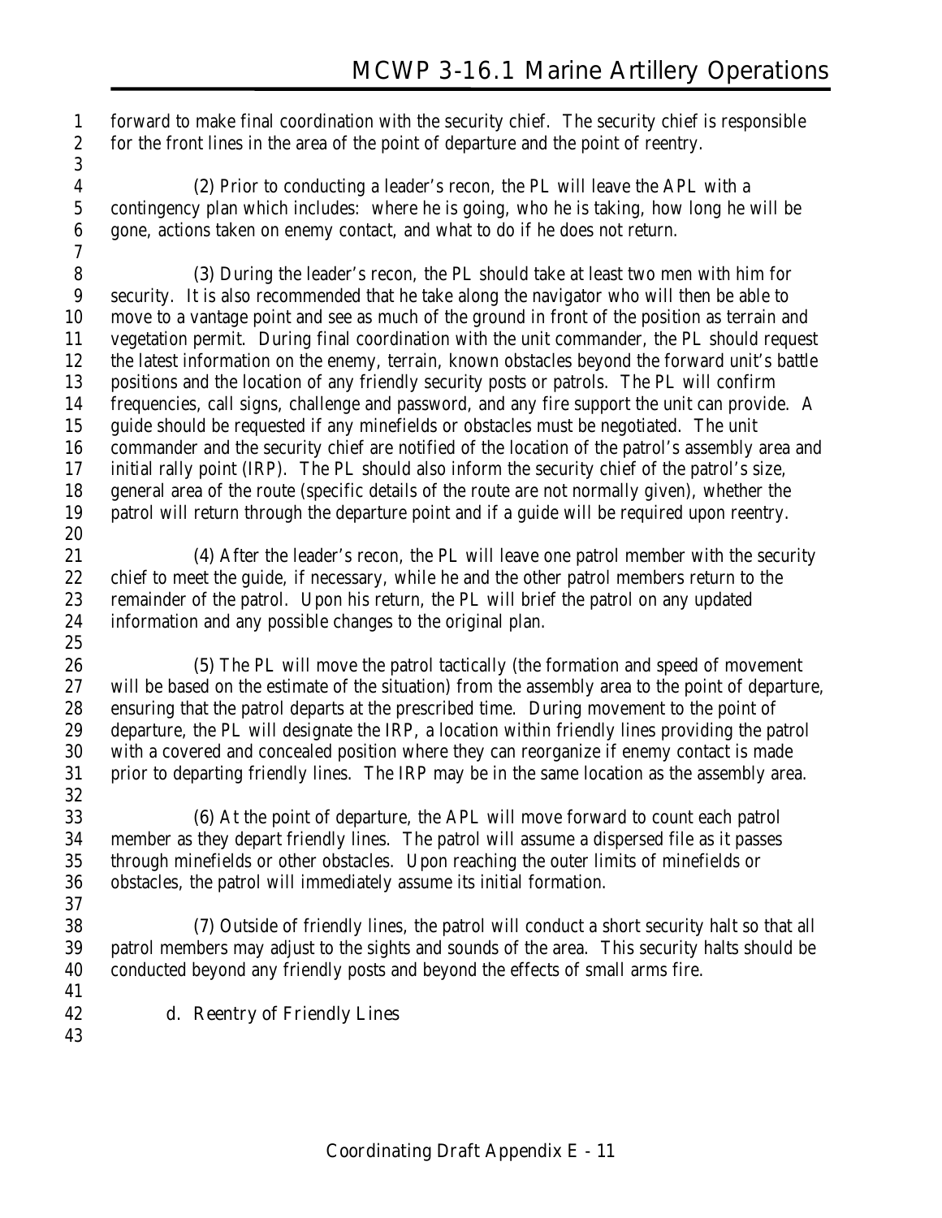forward to make final coordination with the security chief. The security chief is responsible for the front lines in the area of the point of departure and the point of reentry.

(2) Prior to conducting a leader's recon, the PL will leave the APL with a contingency plan which includes: where he is going, who he is taking, how long he will be gone, actions taken on enemy contact, and what to do if he does not return.

(3) During the leader's recon, the PL should take at least two men with him for security. It is also recommended that he take along the navigator who will then be able to move to a vantage point and see as much of the ground in front of the position as terrain and vegetation permit. During final coordination with the unit commander, the PL should request the latest information on the enemy, terrain, known obstacles beyond the forward unit's battle positions and the location of any friendly security posts or patrols. The PL will confirm frequencies, call signs, challenge and password, and any fire support the unit can provide. A guide should be requested if any minefields or obstacles must be negotiated. The unit commander and the security chief are notified of the location of the patrol's assembly area and initial rally point (IRP). The PL should also inform the security chief of the patrol's size, general area of the route (specific details of the route are not normally given), whether the patrol will return through the departure point and if a guide will be required upon reentry.

(4) After the leader's recon, the PL will leave one patrol member with the security chief to meet the guide, if necessary, while he and the other patrol members return to the remainder of the patrol. Upon his return, the PL will brief the patrol on any updated information and any possible changes to the original plan.

(5) The PL will move the patrol tactically (the formation and speed of movement will be based on the estimate of the situation) from the assembly area to the point of departure, ensuring that the patrol departs at the prescribed time. During movement to the point of departure, the PL will designate the IRP, a location within friendly lines providing the patrol with a covered and concealed position where they can reorganize if enemy contact is made prior to departing friendly lines. The IRP may be in the same location as the assembly area.

(6) At the point of departure, the APL will move forward to count each patrol member as they depart friendly lines. The patrol will assume a dispersed file as it passes through minefields or other obstacles. Upon reaching the outer limits of minefields or obstacles, the patrol will immediately assume its initial formation.

(7) Outside of friendly lines, the patrol will conduct a short security halt so that all patrol members may adjust to the sights and sounds of the area. This security halts should be conducted beyond any friendly posts and beyond the effects of small arms fire.

d. Reentry of Friendly Lines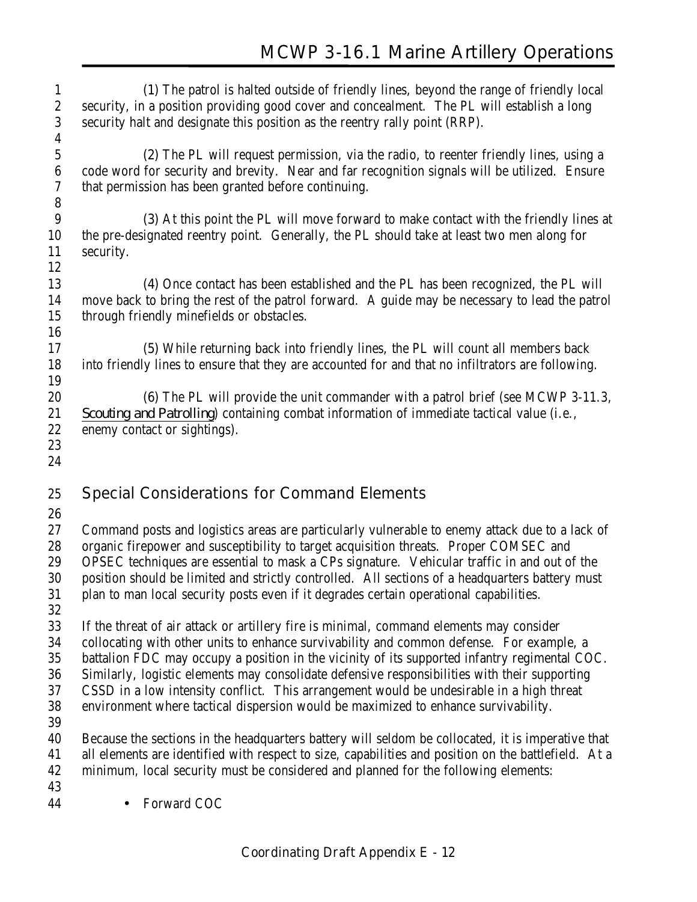(1) The patrol is halted outside of friendly lines, beyond the range of friendly local security, in a position providing good cover and concealment. The PL will establish a long security halt and designate this position as the reentry rally point (RRP).

(2) The PL will request permission, via the radio, to reenter friendly lines, using a code word for security and brevity. Near and far recognition signals will be utilized. Ensure that permission has been granted before continuing.

(3) At this point the PL will move forward to make contact with the friendly lines at the pre-designated reentry point. Generally, the PL should take at least two men along for security.

(4) Once contact has been established and the PL has been recognized, the PL will move back to bring the rest of the patrol forward. A guide may be necessary to lead the patrol through friendly minefields or obstacles.

(5) While returning back into friendly lines, the PL will count all members back into friendly lines to ensure that they are accounted for and that no infiltrators are following.

(6) The PL will provide the unit commander with a patrol brief (see MCWP 3-11.3, *Scouting and Patrolling*) containing combat information of immediate tactical value (i.e., enemy contact or sightings).

## Special Considerations for Command Elements

Command posts and logistics areas are particularly vulnerable to enemy attack due to a lack of organic firepower and susceptibility to target acquisition threats. Proper COMSEC and OPSEC techniques are essential to mask a CPs signature. Vehicular traffic in and out of the position should be limited and strictly controlled. All sections of a headquarters battery must plan to man local security posts even if it degrades certain operational capabilities.

If the threat of air attack or artillery fire is minimal, command elements may consider collocating with other units to enhance survivability and common defense. For example, a battalion FDC may occupy a position in the vicinity of its supported infantry regimental COC. Similarly, logistic elements may consolidate defensive responsibilities with their supporting CSSD in a low intensity conflict. This arrangement would be undesirable in a high threat environment where tactical dispersion would be maximized to enhance survivability.

Because the sections in the headquarters battery will seldom be collocated, it is imperative that all elements are identified with respect to size, capabilities and position on the battlefield. At a minimum, local security must be considered and planned for the following elements:

- Forward COC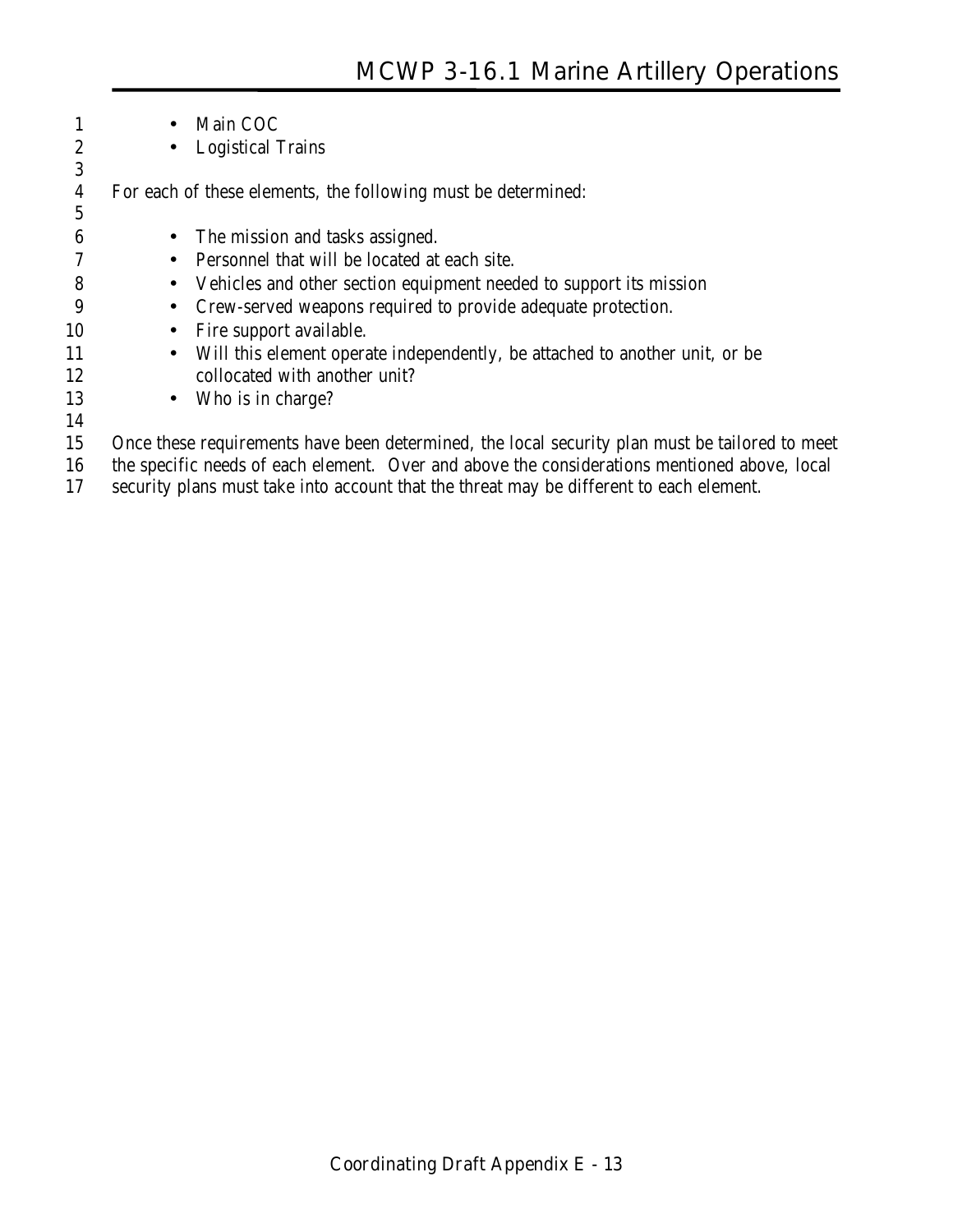- Main COC
- Logistical Trains

For each of these elements, the following must be determined:

- The mission and tasks assigned.
- Personnel that will be located at each site.
- Vehicles and other section equipment needed to support its mission
- Crew-served weapons required to provide adequate protection.
- Fire support available.
- Will this element operate independently, be attached to another unit, or be collocated with another unit?
- Who is in charge?

Once these requirements have been determined, the local security plan must be tailored to meet the specific needs of each element. Over and above the considerations mentioned above, local security plans must take into account that the threat may be different to each element.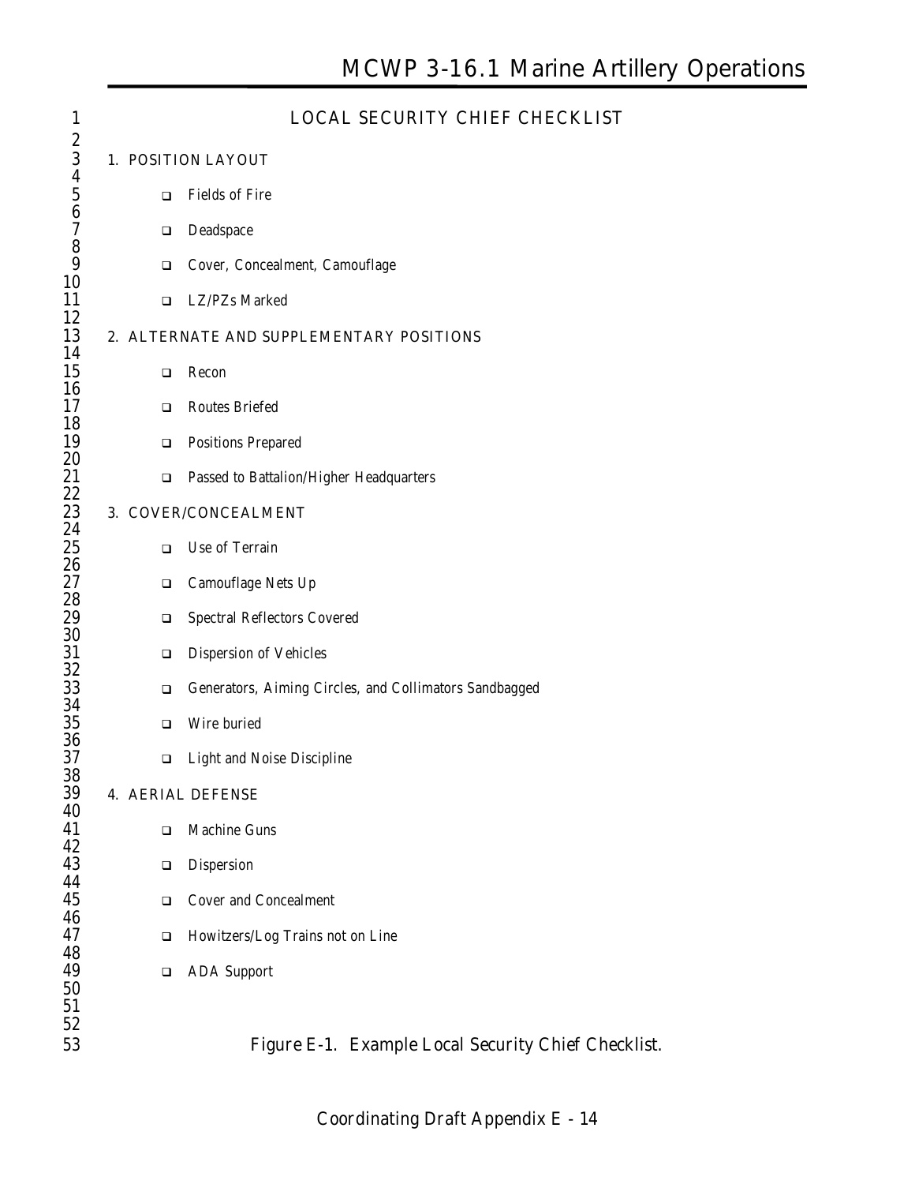## LOCAL SECURITY CHIEF CHECKLIST

1. POSITION LAYOUT

- ❑ Fields of Fire
- ❑ Deadspace
- ❑ Cover, Concealment, Camouflage
- ❑ LZ/PZs Marked

2. ALTERNATE AND SUPPLEMENTARY POSITIONS

- ❑ Recon
- ❑ Routes Briefed
- ❑ Positions Prepared
- ❑ Passed to Battalion/Higher Headquarters

3. COVER/CONCEALMENT

- ❑ Use of Terrain
- ❑ Camouflage Nets Up
- ❑ Spectral Reflectors Covered
- ❑ Dispersion of Vehicles
- ❑ Generators, Aiming Circles, and Collimators Sandbagged
- ❑ Wire buried
- ❑ Light and Noise Discipline

4. AERIAL DEFENSE

- ❑ Machine Guns
- ❑ Dispersion
- ❑ Cover and Concealment
- ❑ Howitzers/Log Trains not on Line
- ❑ ADA Support

Figure E-1. Example Local Security Chief Checklist.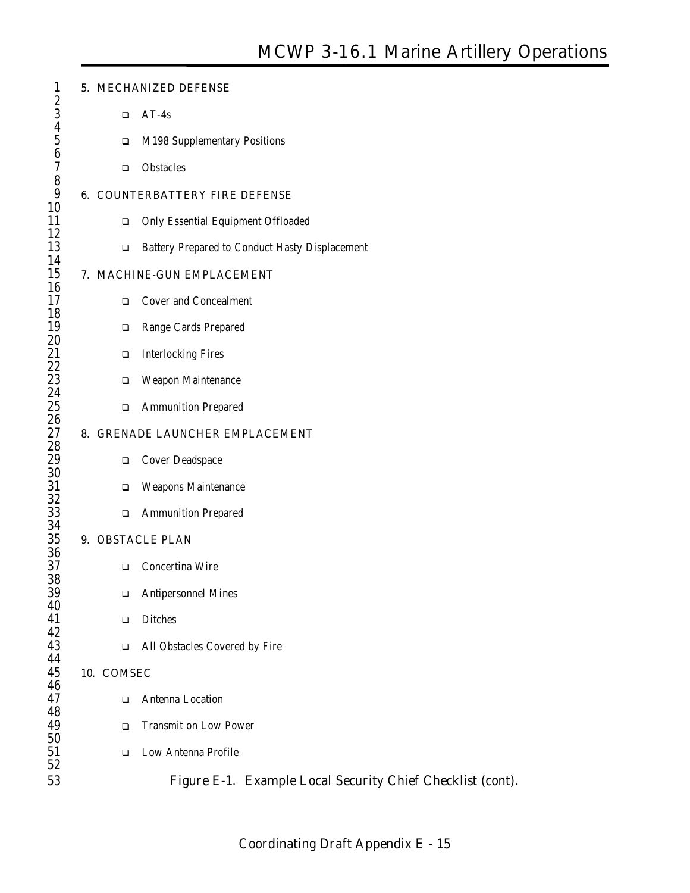5. MECHANIZED DEFENSE

- ❑ AT-4s
- ❑ M198 Supplementary Positions
- ❑ Obstacles

6. COUNTERBATTERY FIRE DEFENSE

- ❑ Only Essential Equipment Offloaded
- ❑ Battery Prepared to Conduct Hasty Displacement

7. MACHINE-GUN EMPLACEMENT

- ❑ Cover and Concealment
- ❑ Range Cards Prepared
- ❑ Interlocking Fires
- ❑ Weapon Maintenance
- ❑ Ammunition Prepared

8. GRENADE LAUNCHER EMPLACEMENT

- ❑ Cover Deadspace
- ❑ Weapons Maintenance
- ❑ Ammunition Prepared

9. OBSTACLE PLAN

- ❑ Concertina Wire
- ❑ Antipersonnel Mines
- ❑ Ditches
- ❑ All Obstacles Covered by Fire

10. COMSEC

- ❑ Antenna Location
- ❑ Transmit on Low Power
- ❑ Low Antenna Profile

Figure E-1. Example Local Security Chief Checklist (cont).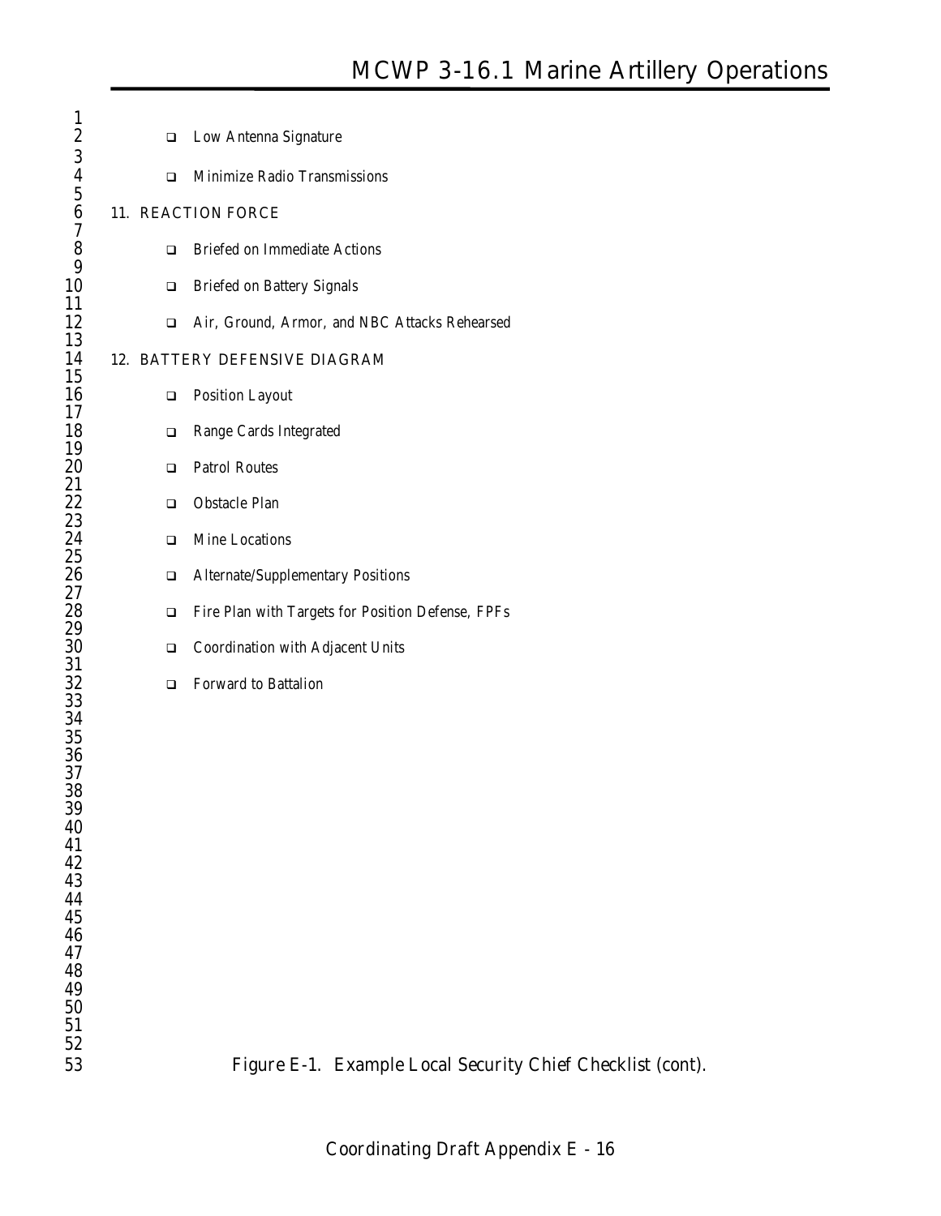- ☐ Low Antenna Signature
- ☐ Minimize Radio Transmissions

11. REACTION FORCE

- ☐ Briefed on Immediate Actions
- ☐ Briefed on Battery Signals
- ☐ Air, Ground, Armor, and NBC Attacks Rehearsed

12. BATTERY DEFENSIVE DIAGRAM

- ☐ Position Layout
- ☐ Range Cards Integrated
- ☐ Patrol Routes
- ☐ Obstacle Plan
- ☐ Mine Locations
- ☐ Alternate/Supplementary Positions
- ☐ Fire Plan with Targets for Position Defense, FPFs
- ☐ Coordination with Adjacent Units
- ☐ Forward to Battalion

Figure E-1. Example Local Security Chief Checklist (cont).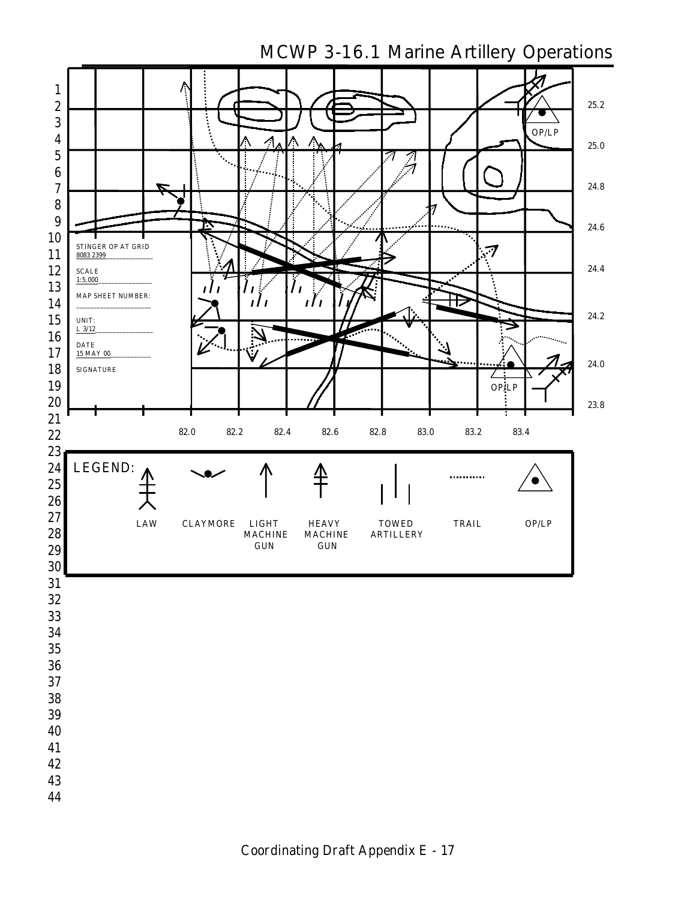STINGER OP AT GRID
8083 2399

SCALE
1:5,000

MAP SHEET NUMBER:

UNIT:
L 3/12

DATE
15 MAY 00

SIGNATURE

OP/LP

OP/LP

25.2
25.0
24.8
24.6
24.4
24.2
24.0
23.8

82.0 82.2 82.4 82.6 82.8 83.0 83.2 83.4

LEGEND:

| LAW | CLAYMORE | LIGHT MACHINE GUN | HEAVY MACHINE GUN | TOWED ARTILLERY | TRAIL | OP/LP |
|---|---|---|---|---|---|---|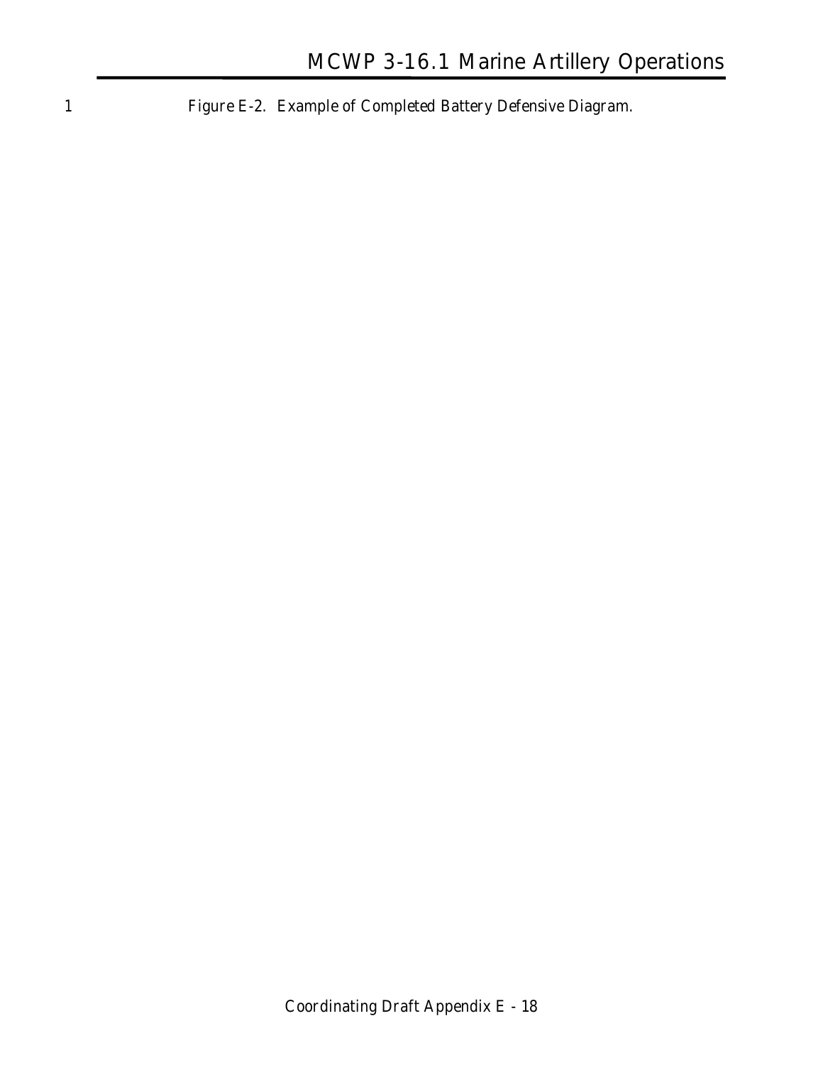Figure E-2. Example of Completed Battery Defensive Diagram.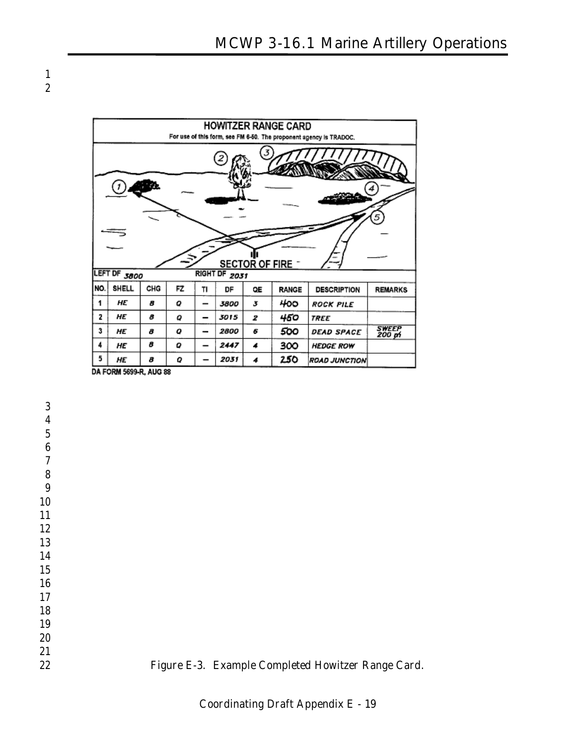**HOWITZER RANGE CARD**

For use of this form, see FM 6-50. The proponent agency is TRADOC.

SECTOR OF FIRE

LEFT DF 3800 RIGHT DF 2031

| NO. | SHELL | CHG | FZ | TI | DF | QE | RANGE | DESCRIPTION | REMARKS |
|---|---|---|---|---|---|---|---|---|---|
| 1 | HE | 8 | Q | — | 3800 | 3 | 400 | ROCK PILE | |
| 2 | HE | 8 | Q | — | 3015 | 2 | 450 | TREE | |
| 3 | HE | 8 | Q | — | 2800 | 6 | 500 | DEAD SPACE | SWEEP 200 m |
| 4 | HE | 8 | Q | — | 2447 | 4 | 300 | HEDGE ROW | |
| 5 | HE | 8 | Q | — | 2031 | 4 | 250 | ROAD JUNCTION | |

DA FORM 5699-R, AUG 88

Figure E-3. Example Completed Howitzer Range Card.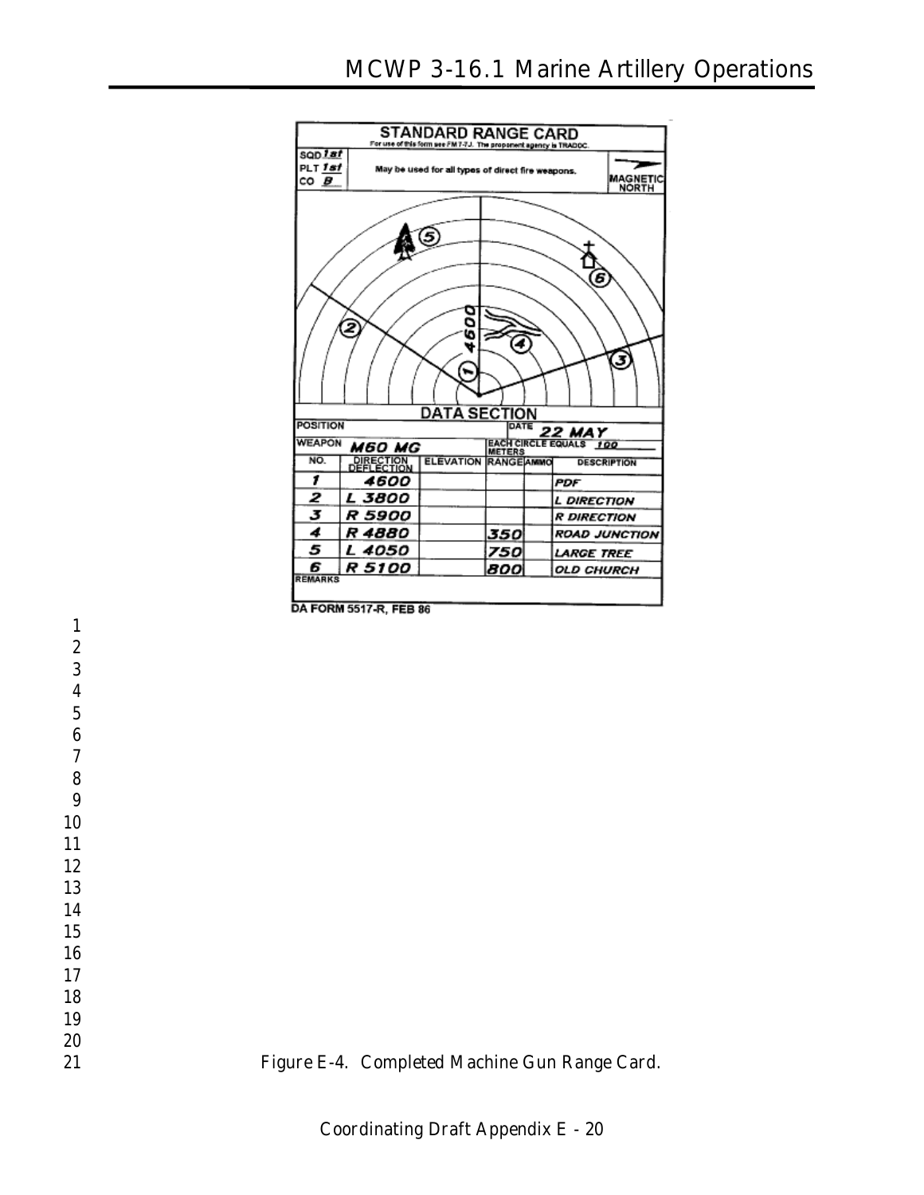STANDARD RANGE CARD

For use of this form see FM 7-7J. The proponent agency is TRADOC.

SQD 1st
PLT 1st
CO B

May be used for all types of direct fire weapons.

MAGNETIC NORTH

DATA SECTION

| POSITION | | | DATE 22 MAY | | |
|---|---|---|---|---|---|
| WEAPON M60 MG | | | EACH CIRCLE EQUALS 100 METERS | | |
| NO. | DIRECTION DEFLECTION | ELEVATION | RANGE | AMMO | DESCRIPTION |
| 1 | 4600 | | | | PDF |
| 2 | L 3800 | | | | L DIRECTION |
| 3 | R 5900 | | | | R DIRECTION |
| 4 | R 4880 | | 350 | | ROAD JUNCTION |
| 5 | L 4050 | | 750 | | LARGE TREE |
| 6 | R 5100 | | 800 | | OLD CHURCH |

REMARKS

DA FORM 5517-R, FEB 86

Figure E-4. Completed Machine Gun Range Card.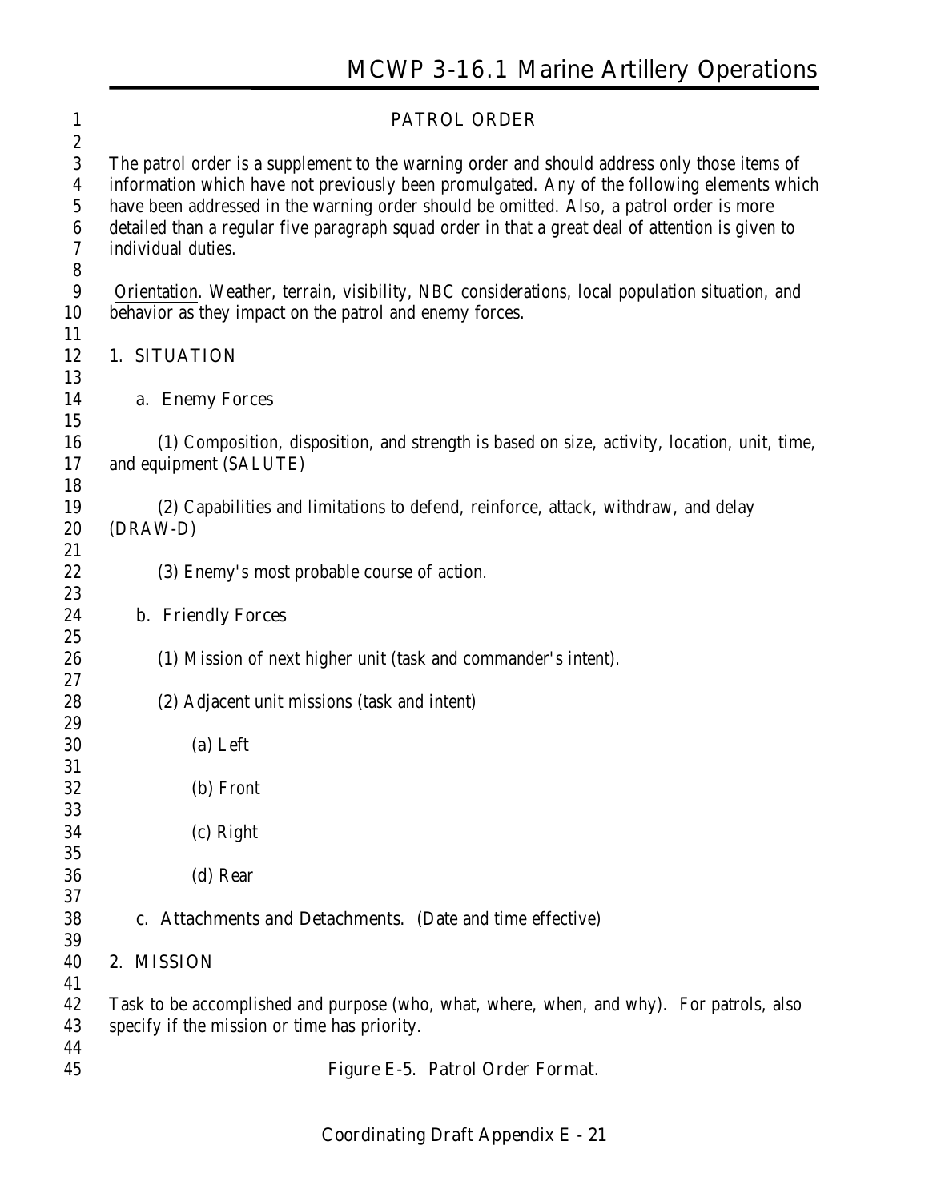## PATROL ORDER

The patrol order is a supplement to the warning order and should address only those items of information which have not previously been promulgated. Any of the following elements which have been addressed in the warning order should be omitted. Also, a patrol order is more detailed than a regular five paragraph squad order in that a great deal of attention is given to individual duties.

Orientation. Weather, terrain, visibility, NBC considerations, local population situation, and behavior as they impact on the patrol and enemy forces.

1. SITUATION

   a. Enemy Forces

      (1) Composition, disposition, and strength is based on size, activity, location, unit, time, and equipment (SALUTE)

      (2) Capabilities and limitations to defend, reinforce, attack, withdraw, and delay (DRAW-D)

      (3) Enemy's most probable course of action.

   b. Friendly Forces

      (1) Mission of next higher unit (task and commander's intent).

      (2) Adjacent unit missions (task and intent)

         (a) Left

         (b) Front

         (c) Right

         (d) Rear

   c. Attachments and Detachments. (Date and time effective)

2. MISSION

Task to be accomplished and purpose (who, what, where, when, and why). For patrols, also specify if the mission or time has priority.

Figure E-5. Patrol Order Format.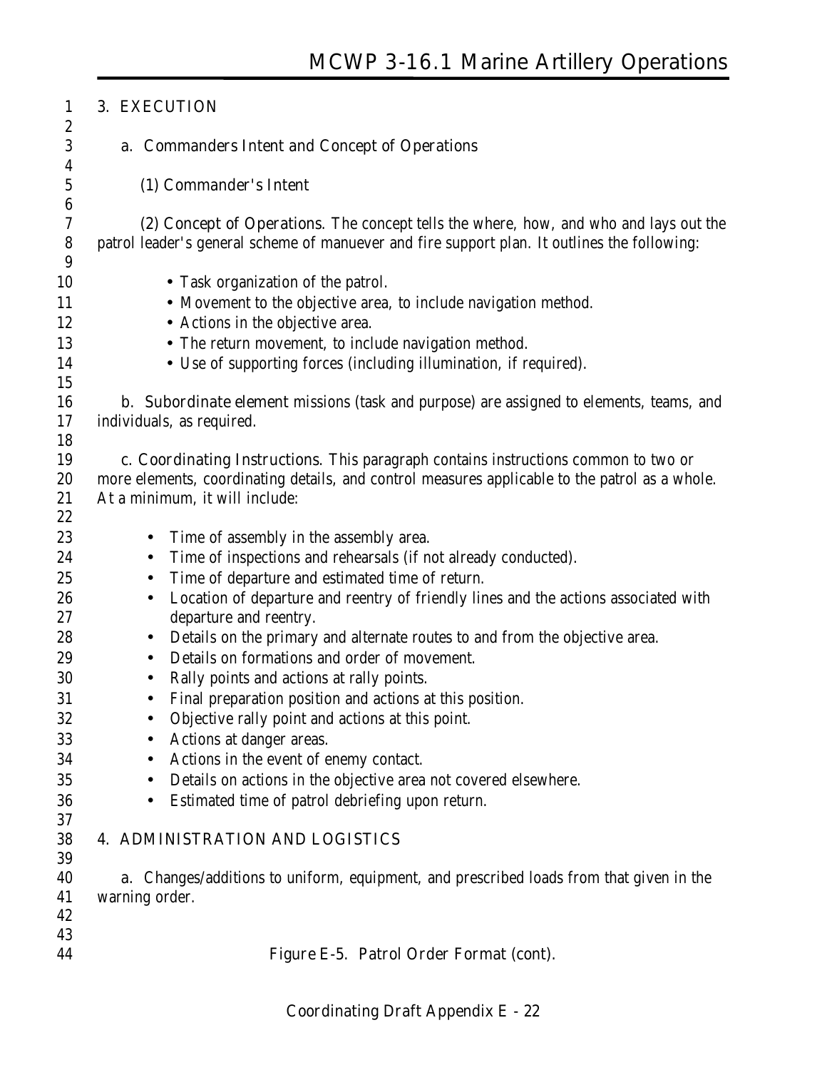3. EXECUTION

a. Commanders Intent and Concept of Operations

(1) Commander's Intent

(2) Concept of Operations. The concept tells the where, how, and who and lays out the patrol leader's general scheme of manuever and fire support plan. It outlines the following:

- Task organization of the patrol.
- Movement to the objective area, to include navigation method.
- Actions in the objective area.
- The return movement, to include navigation method.
- Use of supporting forces (including illumination, if required).

b. Subordinate element missions (task and purpose) are assigned to elements, teams, and individuals, as required.

c. Coordinating Instructions. This paragraph contains instructions common to two or more elements, coordinating details, and control measures applicable to the patrol as a whole. At a minimum, it will include:

- Time of assembly in the assembly area.
- Time of inspections and rehearsals (if not already conducted).
- Time of departure and estimated time of return.
- Location of departure and reentry of friendly lines and the actions associated with departure and reentry.
- Details on the primary and alternate routes to and from the objective area.
- Details on formations and order of movement.
- Rally points and actions at rally points.
- Final preparation position and actions at this position.
- Objective rally point and actions at this point.
- Actions at danger areas.
- Actions in the event of enemy contact.
- Details on actions in the objective area not covered elsewhere.
- Estimated time of patrol debriefing upon return.

4. ADMINISTRATION AND LOGISTICS

a. Changes/additions to uniform, equipment, and prescribed loads from that given in the warning order.

Figure E-5. Patrol Order Format (cont).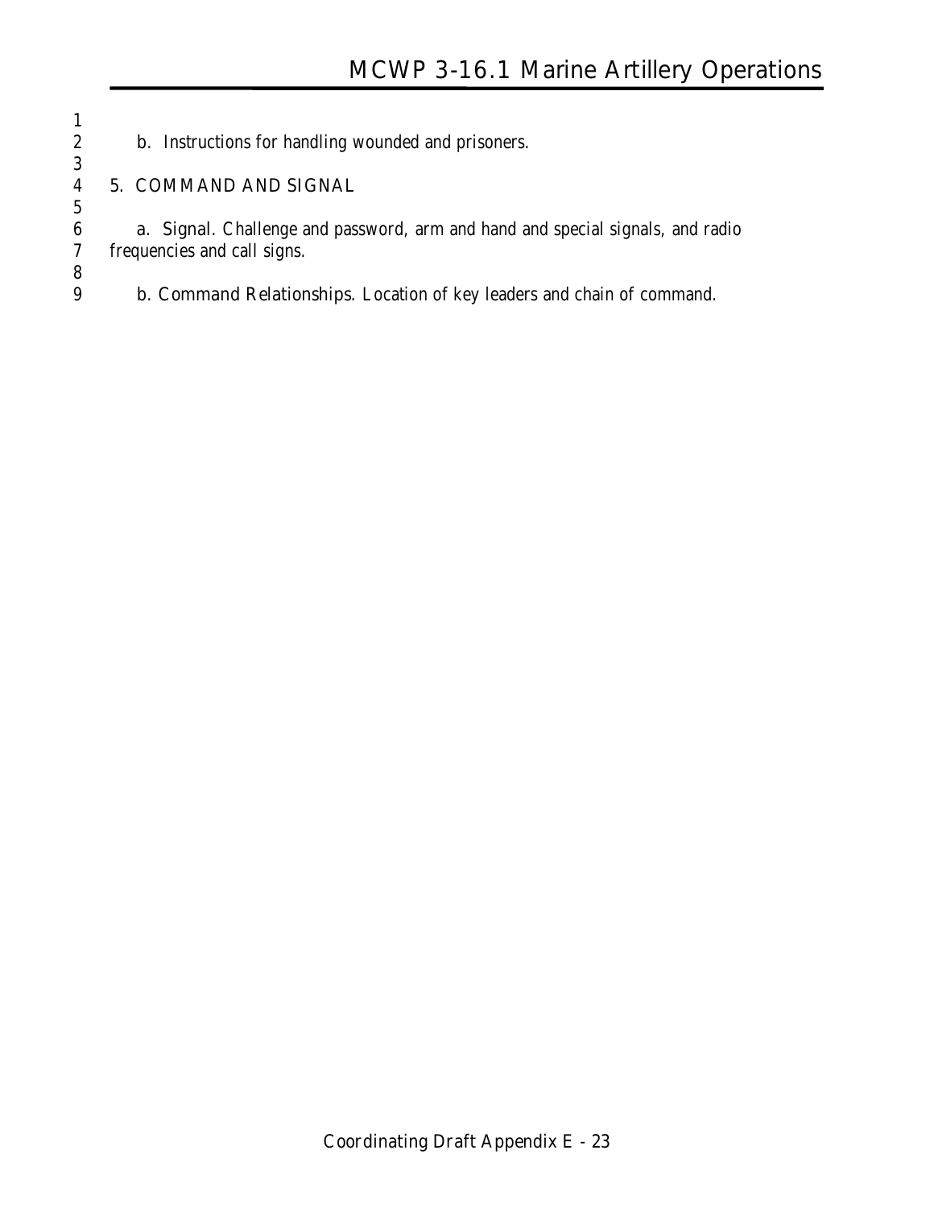b. Instructions for handling wounded and prisoners.

5. COMMAND AND SIGNAL

a. Signal. Challenge and password, arm and hand and special signals, and radio frequencies and call signs.

b. Command Relationships. Location of key leaders and chain of command.